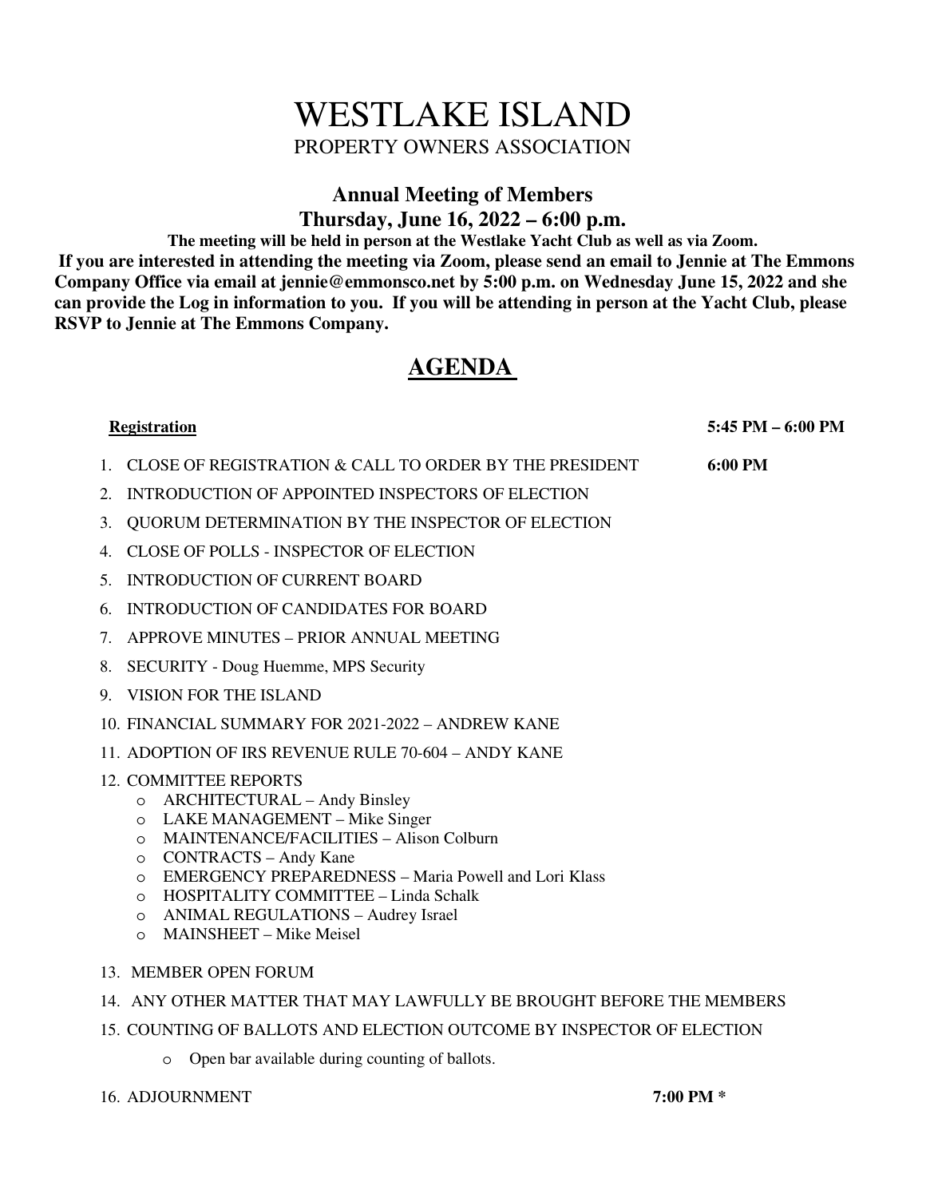# WESTLAKE ISLAND

PROPERTY OWNERS ASSOCIATION

## Annual Meeting of Members

## Thursday, June 16, 2022 – 6:00 p.m.

**The meeting will be held in person at the Westlake Yacht Club as well as via Zoom.**

**If you are interested in attending the meeting via Zoom, please send an email to Jennie at The Emmons Company Office via email at jennie@emmonsco.net by 5:00 p.m. on Wednesday June 15, 2022 and she can provide the Log in information to you. If you will be attending in person at the Yacht Club, please RSVP to Jennie at The Emmons Company.**

## AGENDA

**Registration** **5:45 PM – 6:00 PM**

1. CLOSE OF REGISTRATION & CALL TO ORDER BY THE PRESIDENT **6:00 PM**
2. INTRODUCTION OF APPOINTED INSPECTORS OF ELECTION
3. QUORUM DETERMINATION BY THE INSPECTOR OF ELECTION
4. CLOSE OF POLLS - INSPECTOR OF ELECTION
5. INTRODUCTION OF CURRENT BOARD
6. INTRODUCTION OF CANDIDATES FOR BOARD
7. APPROVE MINUTES – PRIOR ANNUAL MEETING
8. SECURITY - Doug Huemme, MPS Security
9. VISION FOR THE ISLAND
10. FINANCIAL SUMMARY FOR 2021-2022 – ANDREW KANE
11. ADOPTION OF IRS REVENUE RULE 70-604 – ANDY KANE
12. COMMITTEE REPORTS
    - ARCHITECTURAL – Andy Binsley
    - LAKE MANAGEMENT – Mike Singer
    - MAINTENANCE/FACILITIES – Alison Colburn
    - CONTRACTS – Andy Kane
    - EMERGENCY PREPAREDNESS – Maria Powell and Lori Klass
    - HOSPITALITY COMMITTEE – Linda Schalk
    - ANIMAL REGULATIONS – Audrey Israel
    - MAINSHEET – Mike Meisel
13. MEMBER OPEN FORUM
14. ANY OTHER MATTER THAT MAY LAWFULLY BE BROUGHT BEFORE THE MEMBERS
15. COUNTING OF BALLOTS AND ELECTION OUTCOME BY INSPECTOR OF ELECTION
    - Open bar available during counting of ballots.
16. ADJOURNMENT **7:00 PM ***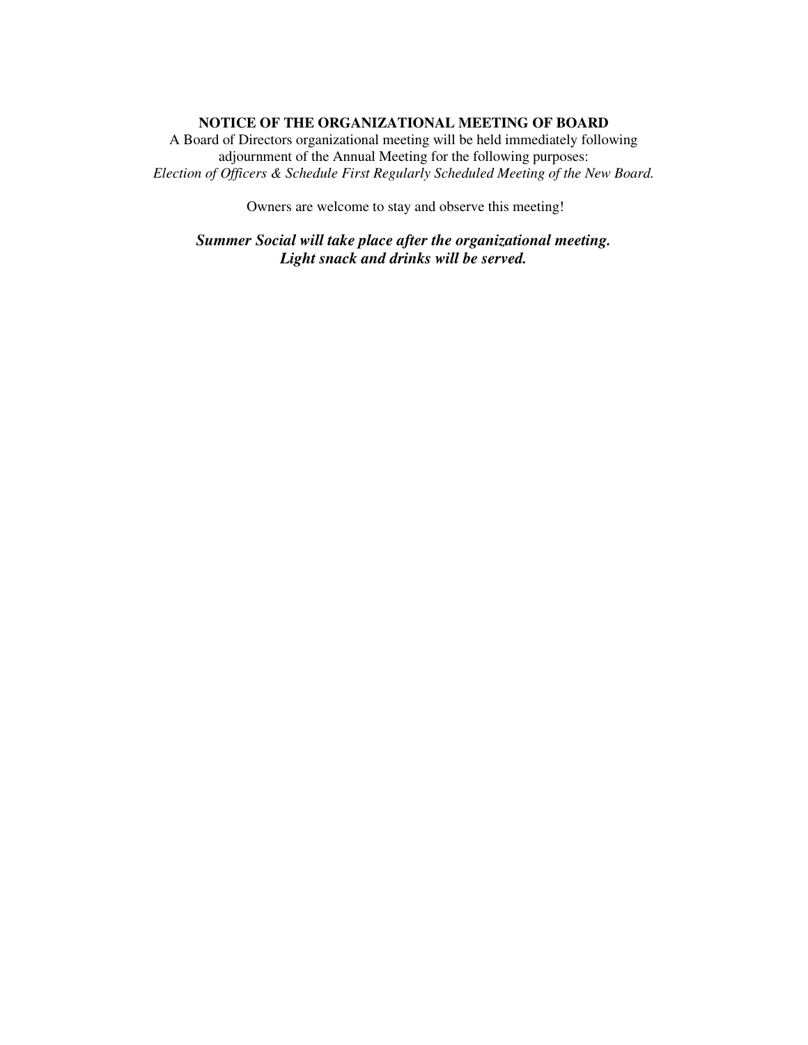**NOTICE OF THE ORGANIZATIONAL MEETING OF BOARD**

A Board of Directors organizational meeting will be held immediately following adjournment of the Annual Meeting for the following purposes:
*Election of Officers & Schedule First Regularly Scheduled Meeting of the New Board.*

Owners are welcome to stay and observe this meeting!

***Summer Social will take place after the organizational meeting.***
***Light snack and drinks will be served.***